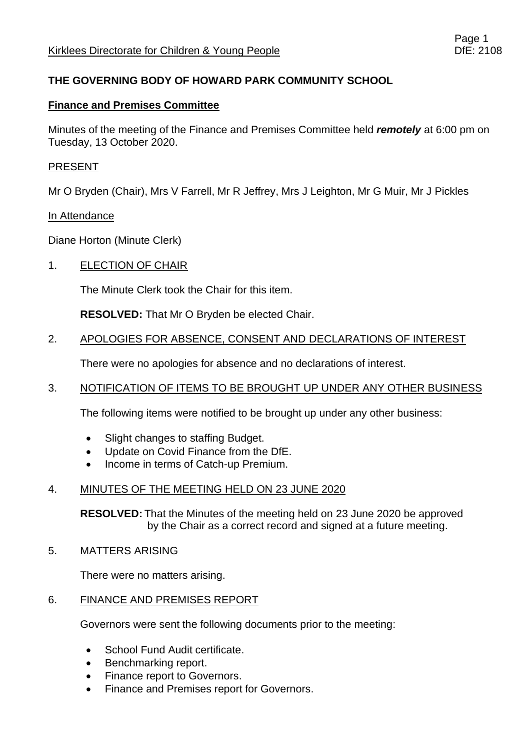# THE GOVERNING BODY OF HOWARD PARK COMMUNITY SCHOOL

## Finance and Premises Committee

Minutes of the meeting of the Finance and Premises Committee held ***remotely*** at 6:00 pm on Tuesday, 13 October 2020.

### PRESENT

Mr O Bryden (Chair), Mrs V Farrell, Mr R Jeffrey, Mrs J Leighton, Mr G Muir, Mr J Pickles

### In Attendance

Diane Horton (Minute Clerk)

### 1. ELECTION OF CHAIR

The Minute Clerk took the Chair for this item.

**RESOLVED:** That Mr O Bryden be elected Chair.

### 2. APOLOGIES FOR ABSENCE, CONSENT AND DECLARATIONS OF INTEREST

There were no apologies for absence and no declarations of interest.

### 3. NOTIFICATION OF ITEMS TO BE BROUGHT UP UNDER ANY OTHER BUSINESS

The following items were notified to be brought up under any other business:

- Slight changes to staffing Budget.
- Update on Covid Finance from the DfE.
- Income in terms of Catch-up Premium.

### 4. MINUTES OF THE MEETING HELD ON 23 JUNE 2020

**RESOLVED:** That the Minutes of the meeting held on 23 June 2020 be approved by the Chair as a correct record and signed at a future meeting.

### 5. MATTERS ARISING

There were no matters arising.

### 6. FINANCE AND PREMISES REPORT

Governors were sent the following documents prior to the meeting:

- School Fund Audit certificate.
- Benchmarking report.
- Finance report to Governors.
- Finance and Premises report for Governors.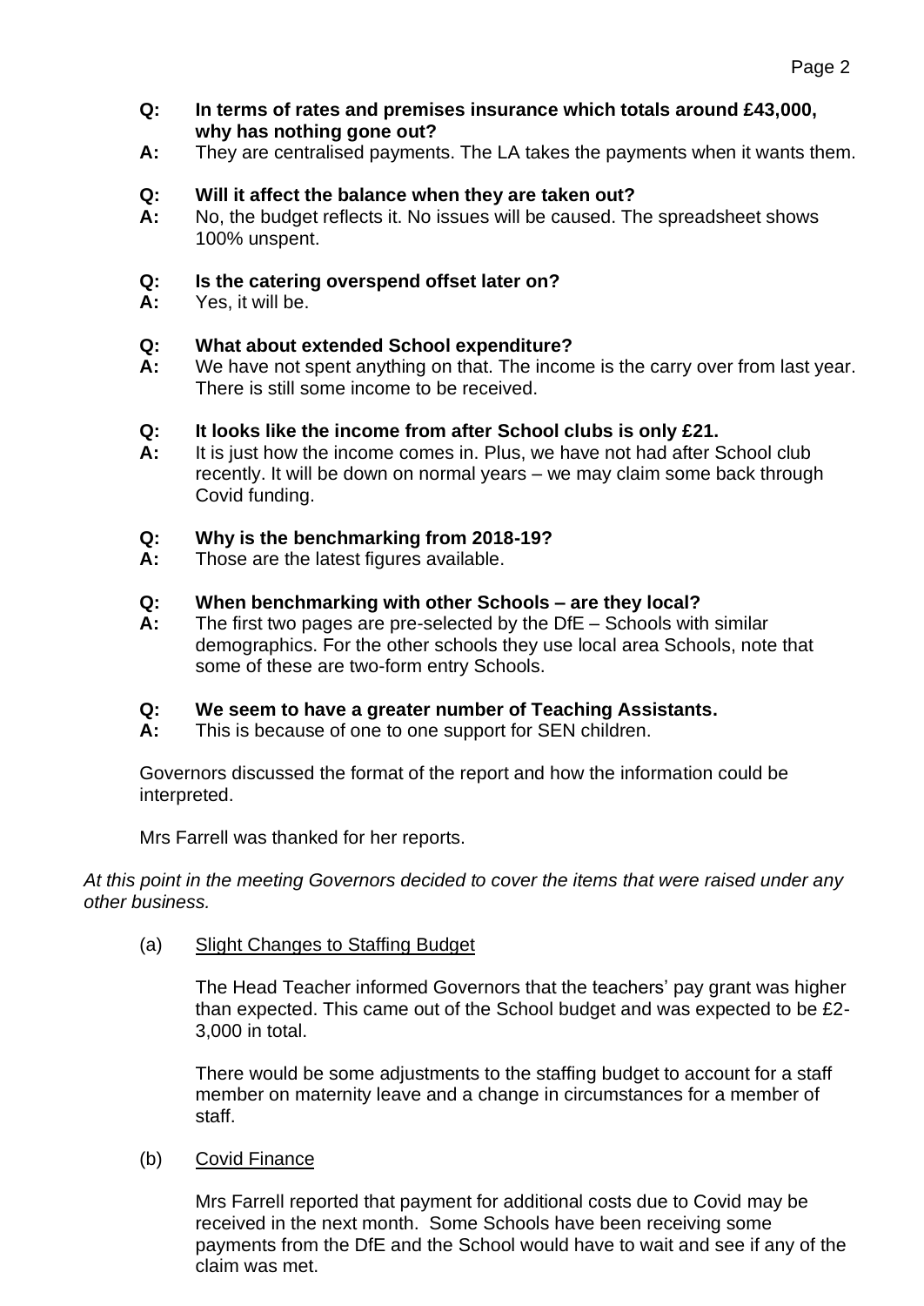**Q:** **In terms of rates and premises insurance which totals around £43,000, why has nothing gone out?**
**A:** They are centralised payments. The LA takes the payments when it wants them.

**Q:** **Will it affect the balance when they are taken out?**
**A:** No, the budget reflects it. No issues will be caused. The spreadsheet shows 100% unspent.

**Q:** **Is the catering overspend offset later on?**
**A:** Yes, it will be.

**Q:** **What about extended School expenditure?**
**A:** We have not spent anything on that. The income is the carry over from last year. There is still some income to be received.

**Q:** **It looks like the income from after School clubs is only £21.**
**A:** It is just how the income comes in. Plus, we have not had after School club recently. It will be down on normal years – we may claim some back through Covid funding.

**Q:** **Why is the benchmarking from 2018-19?**
**A:** Those are the latest figures available.

**Q:** **When benchmarking with other Schools – are they local?**
**A:** The first two pages are pre-selected by the DfE – Schools with similar demographics. For the other schools they use local area Schools, note that some of these are two-form entry Schools.

**Q:** **We seem to have a greater number of Teaching Assistants.**
**A:** This is because of one to one support for SEN children.

Governors discussed the format of the report and how the information could be interpreted.

Mrs Farrell was thanked for her reports.

*At this point in the meeting Governors decided to cover the items that were raised under any other business.*

(a) Slight Changes to Staffing Budget

The Head Teacher informed Governors that the teachers' pay grant was higher than expected. This came out of the School budget and was expected to be £2-3,000 in total.

There would be some adjustments to the staffing budget to account for a staff member on maternity leave and a change in circumstances for a member of staff.

(b) Covid Finance

Mrs Farrell reported that payment for additional costs due to Covid may be received in the next month. Some Schools have been receiving some payments from the DfE and the School would have to wait and see if any of the claim was met.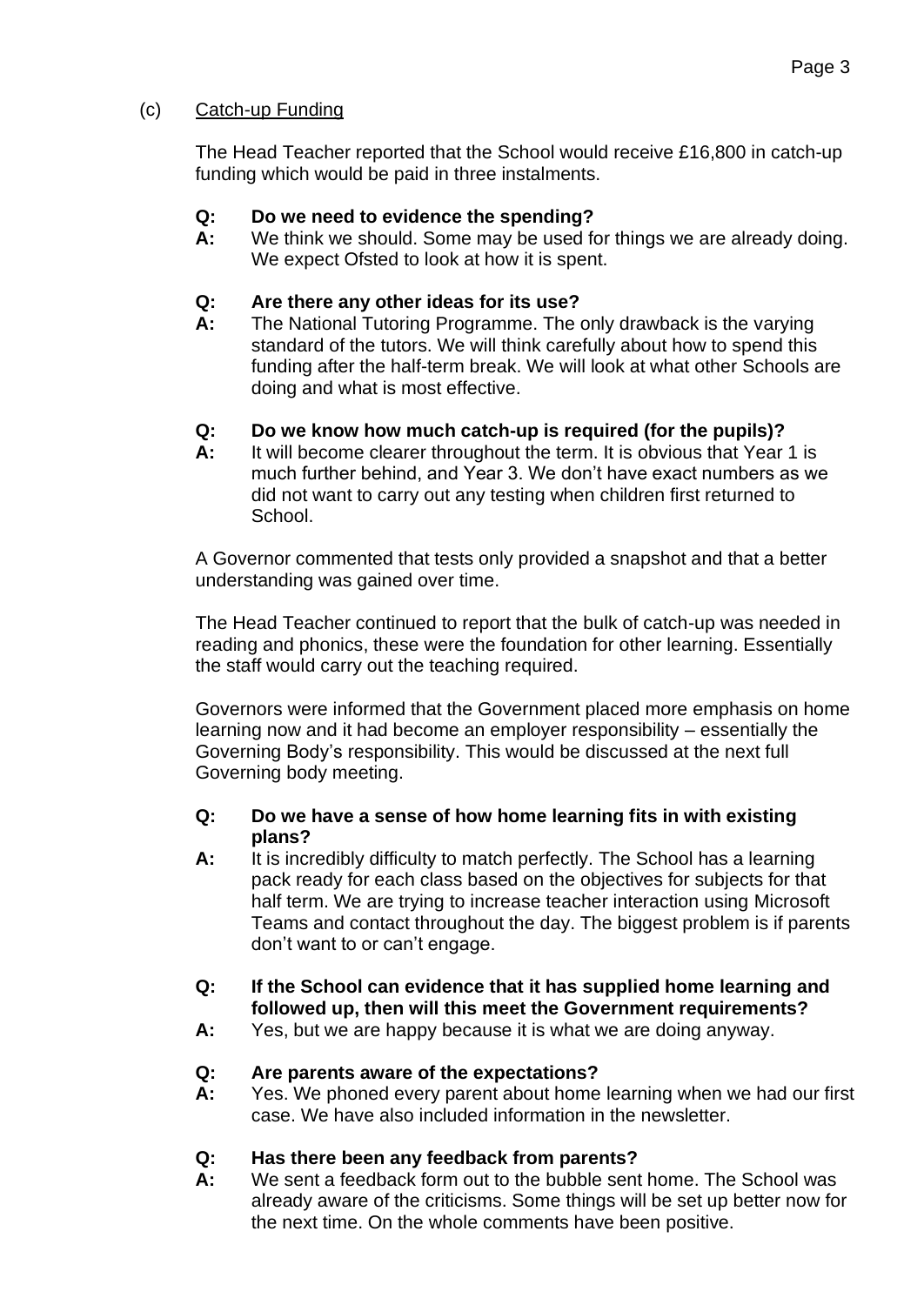(c) <u>Catch-up Funding</u>

The Head Teacher reported that the School would receive £16,800 in catch-up funding which would be paid in three instalments.

**Q: Do we need to evidence the spending?**
**A:** We think we should. Some may be used for things we are already doing. We expect Ofsted to look at how it is spent.

**Q: Are there any other ideas for its use?**
**A:** The National Tutoring Programme. The only drawback is the varying standard of the tutors. We will think carefully about how to spend this funding after the half-term break. We will look at what other Schools are doing and what is most effective.

**Q: Do we know how much catch-up is required (for the pupils)?**
**A:** It will become clearer throughout the term. It is obvious that Year 1 is much further behind, and Year 3. We don't have exact numbers as we did not want to carry out any testing when children first returned to School.

A Governor commented that tests only provided a snapshot and that a better understanding was gained over time.

The Head Teacher continued to report that the bulk of catch-up was needed in reading and phonics, these were the foundation for other learning. Essentially the staff would carry out the teaching required.

Governors were informed that the Government placed more emphasis on home learning now and it had become an employer responsibility – essentially the Governing Body's responsibility. This would be discussed at the next full Governing body meeting.

**Q: Do we have a sense of how home learning fits in with existing plans?**
**A:** It is incredibly difficulty to match perfectly. The School has a learning pack ready for each class based on the objectives for subjects for that half term. We are trying to increase teacher interaction using Microsoft Teams and contact throughout the day. The biggest problem is if parents don't want to or can't engage.

**Q: If the School can evidence that it has supplied home learning and followed up, then will this meet the Government requirements?**
**A:** Yes, but we are happy because it is what we are doing anyway.

**Q: Are parents aware of the expectations?**
**A:** Yes. We phoned every parent about home learning when we had our first case. We have also included information in the newsletter.

**Q: Has there been any feedback from parents?**
**A:** We sent a feedback form out to the bubble sent home. The School was already aware of the criticisms. Some things will be set up better now for the next time. On the whole comments have been positive.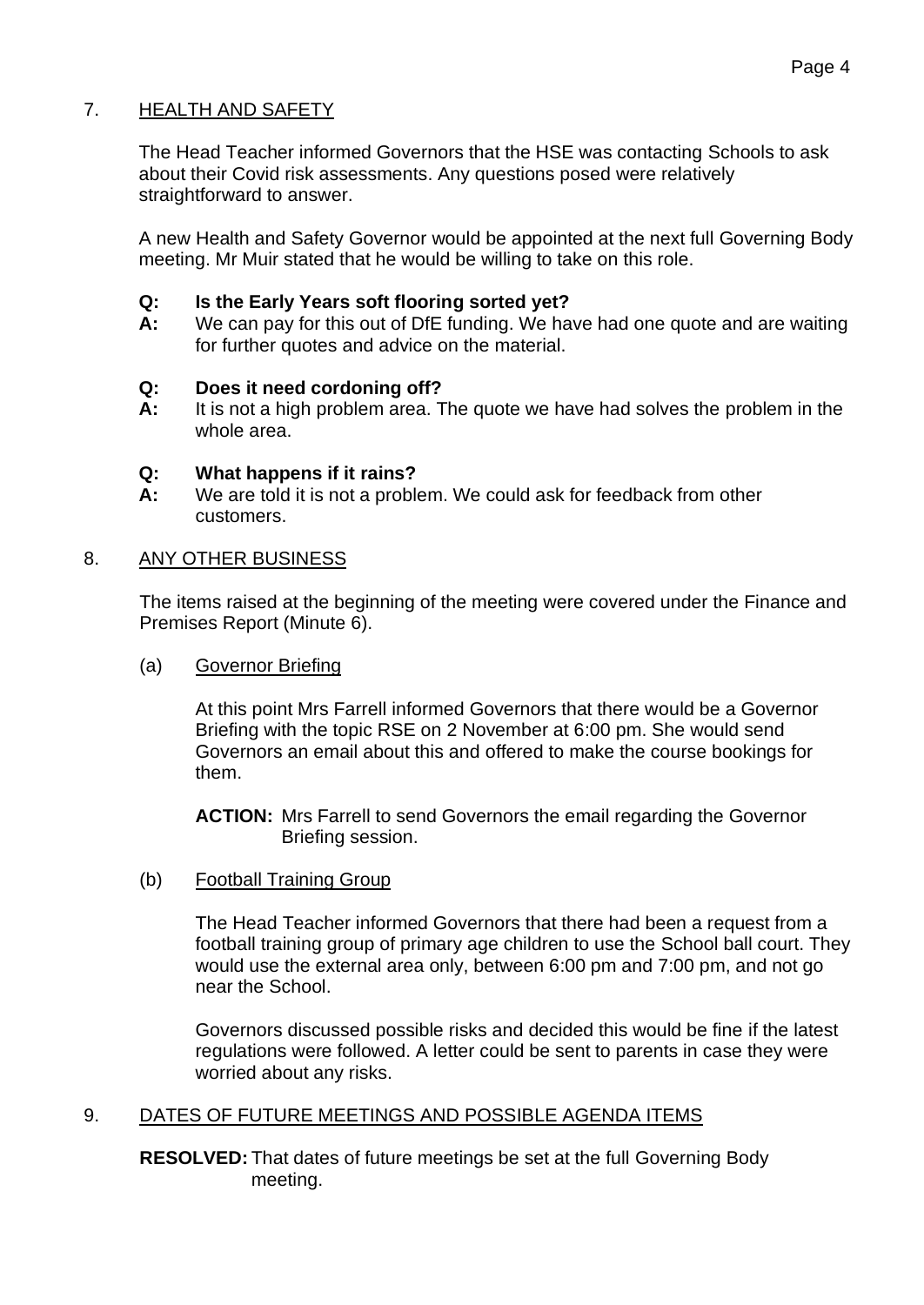## 7. HEALTH AND SAFETY

The Head Teacher informed Governors that the HSE was contacting Schools to ask about their Covid risk assessments. Any questions posed were relatively straightforward to answer.

A new Health and Safety Governor would be appointed at the next full Governing Body meeting. Mr Muir stated that he would be willing to take on this role.

**Q: Is the Early Years soft flooring sorted yet?**
**A:** We can pay for this out of DfE funding. We have had one quote and are waiting for further quotes and advice on the material.

**Q: Does it need cordoning off?**
**A:** It is not a high problem area. The quote we have had solves the problem in the whole area.

**Q: What happens if it rains?**
**A:** We are told it is not a problem. We could ask for feedback from other customers.

## 8. ANY OTHER BUSINESS

The items raised at the beginning of the meeting were covered under the Finance and Premises Report (Minute 6).

### (a) Governor Briefing

At this point Mrs Farrell informed Governors that there would be a Governor Briefing with the topic RSE on 2 November at 6:00 pm. She would send Governors an email about this and offered to make the course bookings for them.

**ACTION:** Mrs Farrell to send Governors the email regarding the Governor Briefing session.

### (b) Football Training Group

The Head Teacher informed Governors that there had been a request from a football training group of primary age children to use the School ball court. They would use the external area only, between 6:00 pm and 7:00 pm, and not go near the School.

Governors discussed possible risks and decided this would be fine if the latest regulations were followed. A letter could be sent to parents in case they were worried about any risks.

## 9. DATES OF FUTURE MEETINGS AND POSSIBLE AGENDA ITEMS

**RESOLVED:** That dates of future meetings be set at the full Governing Body meeting.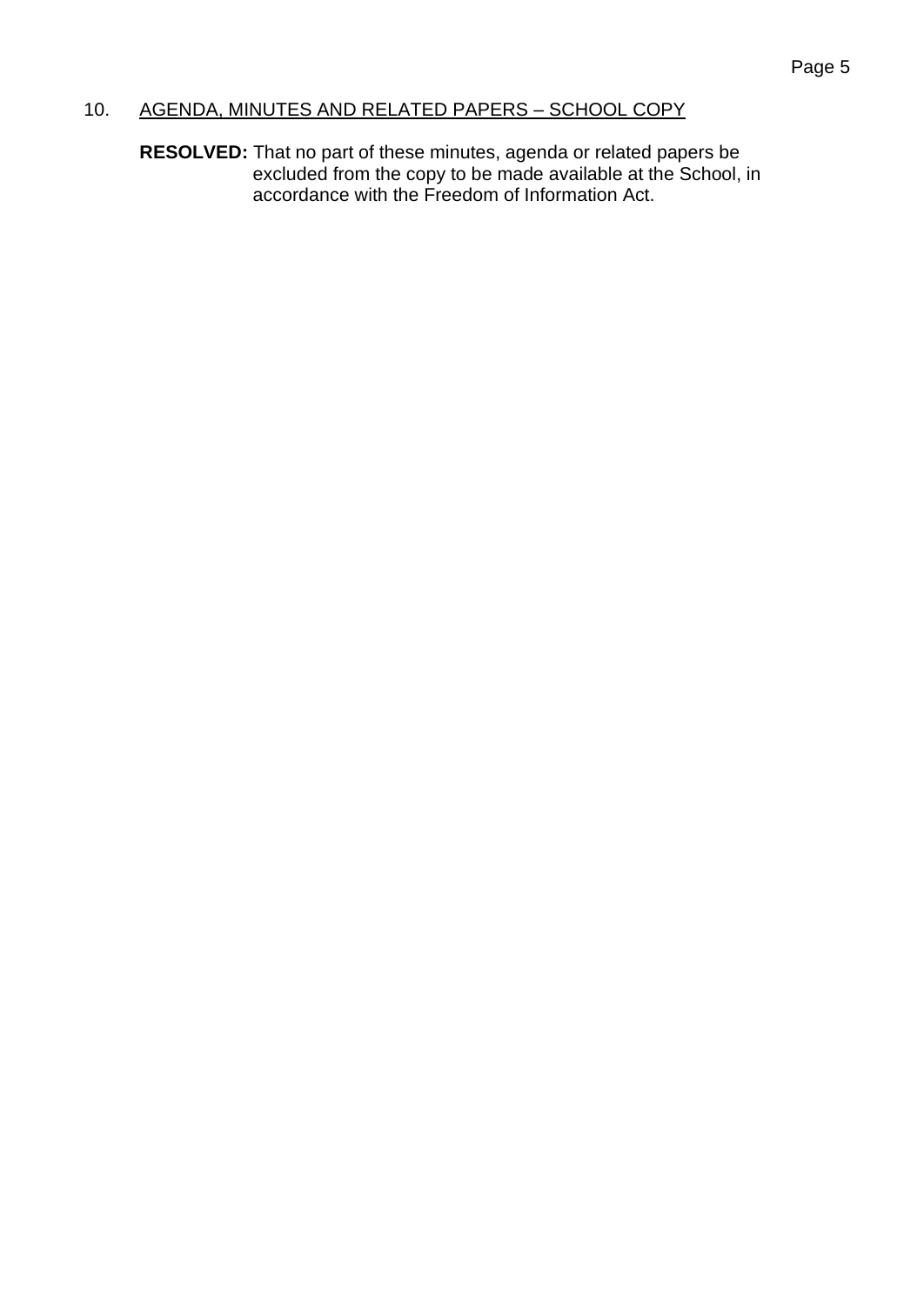## 10. AGENDA, MINUTES AND RELATED PAPERS – SCHOOL COPY

**RESOLVED:** That no part of these minutes, agenda or related papers be excluded from the copy to be made available at the School, in accordance with the Freedom of Information Act.